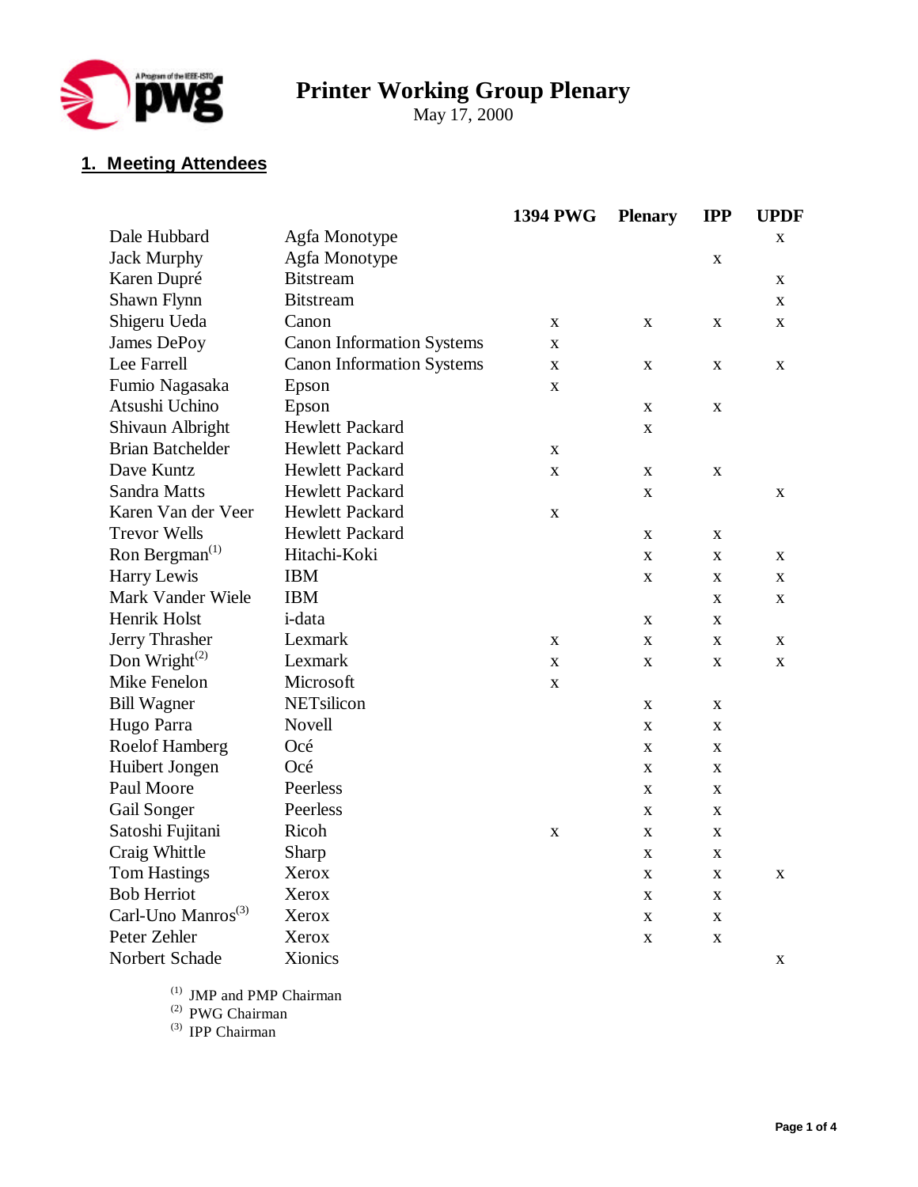# Printer Working Group Plenary

May 17, 2000

## 1. Meeting Attendees

| Name | Company | 1394 PWG | Plenary | IPP | UPDF |
|---|---|---|---|---|---|
| Dale Hubbard | Agfa Monotype | | | | x |
| Jack Murphy | Agfa Monotype | | | x | |
| Karen Dupré | Bitstream | | | | x |
| Shawn Flynn | Bitstream | | | | x |
| Shigeru Ueda | Canon | x | x | x | x |
| James DePoy | Canon Information Systems | x | | | |
| Lee Farrell | Canon Information Systems | x | x | x | x |
| Fumio Nagasaka | Epson | x | | | |
| Atsushi Uchino | Epson | | x | x | |
| Shivaun Albright | Hewlett Packard | | x | | |
| Brian Batchelder | Hewlett Packard | x | | | |
| Dave Kuntz | Hewlett Packard | x | x | x | |
| Sandra Matts | Hewlett Packard | | x | | x |
| Karen Van der Veer | Hewlett Packard | x | | | |
| Trevor Wells | Hewlett Packard | | x | x | |
| Ron Bergman[(1)] | Hitachi-Koki | | x | x | x |
| Harry Lewis | IBM | | x | x | x |
| Mark Vander Wiele | IBM | | | x | x |
| Henrik Holst | i-data | | x | x | |
| Jerry Thrasher | Lexmark | x | x | x | x |
| Don Wright[(2)] | Lexmark | x | x | x | x |
| Mike Fenelon | Microsoft | x | | | |
| Bill Wagner | NETsilicon | | x | x | |
| Hugo Parra | Novell | | x | x | |
| Roelof Hamberg | Océ | | x | x | |
| Huibert Jongen | Océ | | x | x | |
| Paul Moore | Peerless | | x | x | |
| Gail Songer | Peerless | | x | x | |
| Satoshi Fujitani | Ricoh | x | x | x | |
| Craig Whittle | Sharp | | x | x | |
| Tom Hastings | Xerox | | x | x | x |
| Bob Herriot | Xerox | | x | x | |
| Carl-Uno Manros[(3)] | Xerox | | x | x | |
| Peter Zehler | Xerox | | x | x | |
| Norbert Schade | Xionics | | | | x |

(1) JMP and PMP Chairman
(2) PWG Chairman
(3) IPP Chairman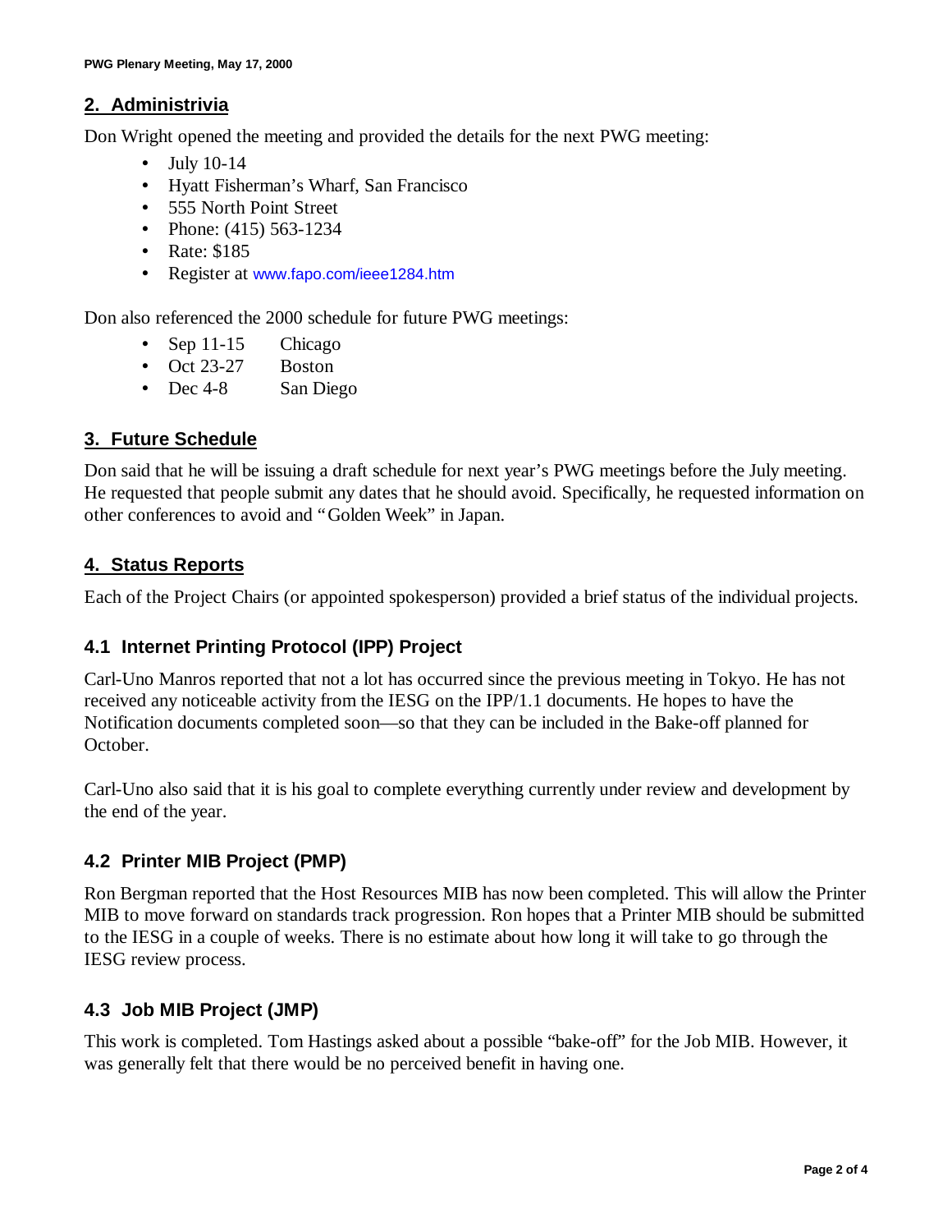## 2. Administrivia

Don Wright opened the meeting and provided the details for the next PWG meeting:

- July 10-14
- Hyatt Fisherman's Wharf, San Francisco
- 555 North Point Street
- Phone: (415) 563-1234
- Rate: $185
- Register at www.fapo.com/ieee1284.htm

Don also referenced the 2000 schedule for future PWG meetings:

- Sep 11-15 Chicago
- Oct 23-27 Boston
- Dec 4-8 San Diego

## 3. Future Schedule

Don said that he will be issuing a draft schedule for next year's PWG meetings before the July meeting. He requested that people submit any dates that he should avoid. Specifically, he requested information on other conferences to avoid and "Golden Week" in Japan.

## 4. Status Reports

Each of the Project Chairs (or appointed spokesperson) provided a brief status of the individual projects.

### 4.1 Internet Printing Protocol (IPP) Project

Carl-Uno Manros reported that not a lot has occurred since the previous meeting in Tokyo. He has not received any noticeable activity from the IESG on the IPP/1.1 documents. He hopes to have the Notification documents completed soon—so that they can be included in the Bake-off planned for October.

Carl-Uno also said that it is his goal to complete everything currently under review and development by the end of the year.

### 4.2 Printer MIB Project (PMP)

Ron Bergman reported that the Host Resources MIB has now been completed. This will allow the Printer MIB to move forward on standards track progression. Ron hopes that a Printer MIB should be submitted to the IESG in a couple of weeks. There is no estimate about how long it will take to go through the IESG review process.

### 4.3 Job MIB Project (JMP)

This work is completed. Tom Hastings asked about a possible "bake-off" for the Job MIB. However, it was generally felt that there would be no perceived benefit in having one.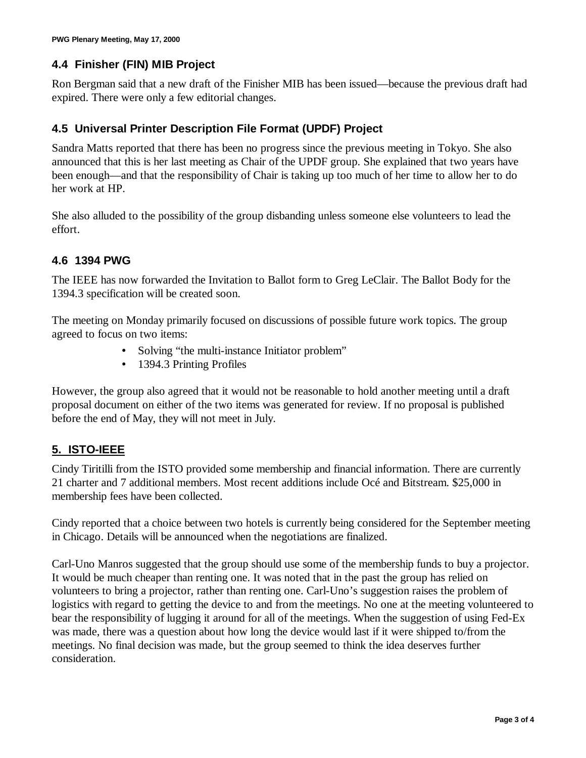### 4.4 Finisher (FIN) MIB Project

Ron Bergman said that a new draft of the Finisher MIB has been issued—because the previous draft had expired. There were only a few editorial changes.

### 4.5 Universal Printer Description File Format (UPDF) Project

Sandra Matts reported that there has been no progress since the previous meeting in Tokyo. She also announced that this is her last meeting as Chair of the UPDF group. She explained that two years have been enough—and that the responsibility of Chair is taking up too much of her time to allow her to do her work at HP.

She also alluded to the possibility of the group disbanding unless someone else volunteers to lead the effort.

### 4.6 1394 PWG

The IEEE has now forwarded the Invitation to Ballot form to Greg LeClair. The Ballot Body for the 1394.3 specification will be created soon.

The meeting on Monday primarily focused on discussions of possible future work topics. The group agreed to focus on two items:

- Solving "the multi-instance Initiator problem"
- 1394.3 Printing Profiles

However, the group also agreed that it would not be reasonable to hold another meeting until a draft proposal document on either of the two items was generated for review. If no proposal is published before the end of May, they will not meet in July.

## 5. ISTO-IEEE

Cindy Tiritilli from the ISTO provided some membership and financial information. There are currently 21 charter and 7 additional members. Most recent additions include Océ and Bitstream. $25,000 in membership fees have been collected.

Cindy reported that a choice between two hotels is currently being considered for the September meeting in Chicago. Details will be announced when the negotiations are finalized.

Carl-Uno Manros suggested that the group should use some of the membership funds to buy a projector. It would be much cheaper than renting one. It was noted that in the past the group has relied on volunteers to bring a projector, rather than renting one. Carl-Uno's suggestion raises the problem of logistics with regard to getting the device to and from the meetings. No one at the meeting volunteered to bear the responsibility of lugging it around for all of the meetings. When the suggestion of using Fed-Ex was made, there was a question about how long the device would last if it were shipped to/from the meetings. No final decision was made, but the group seemed to think the idea deserves further consideration.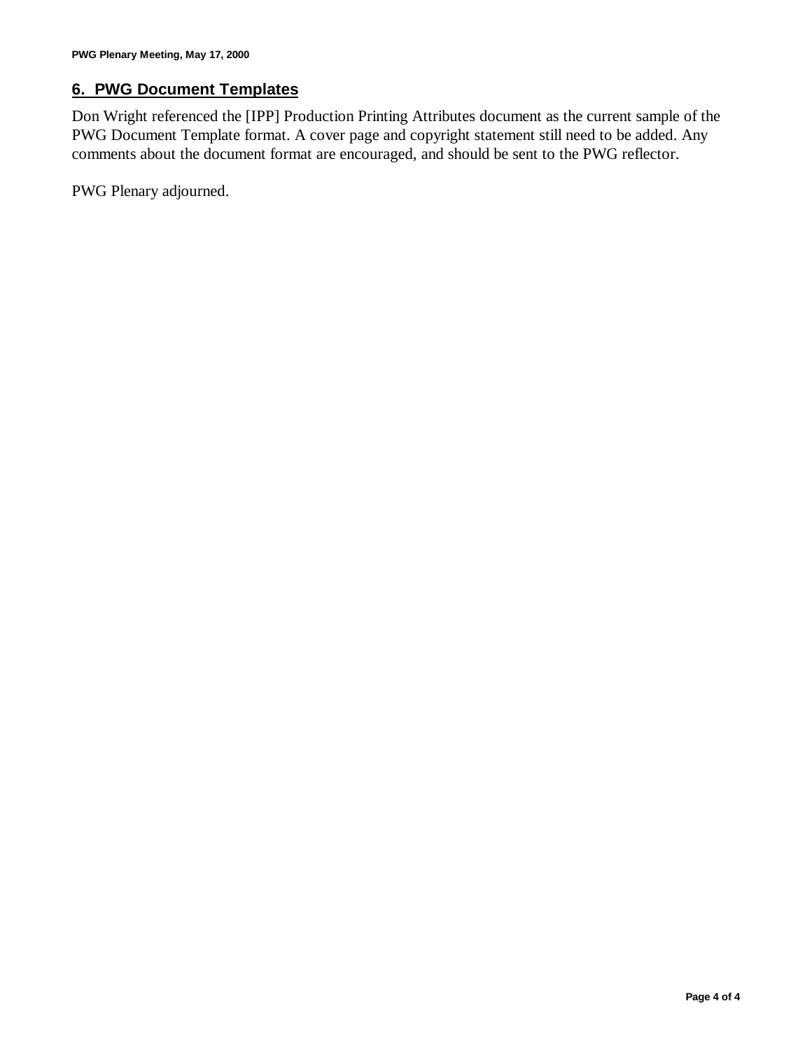## 6. PWG Document Templates

Don Wright referenced the [IPP] Production Printing Attributes document as the current sample of the PWG Document Template format. A cover page and copyright statement still need to be added. Any comments about the document format are encouraged, and should be sent to the PWG reflector.

PWG Plenary adjourned.